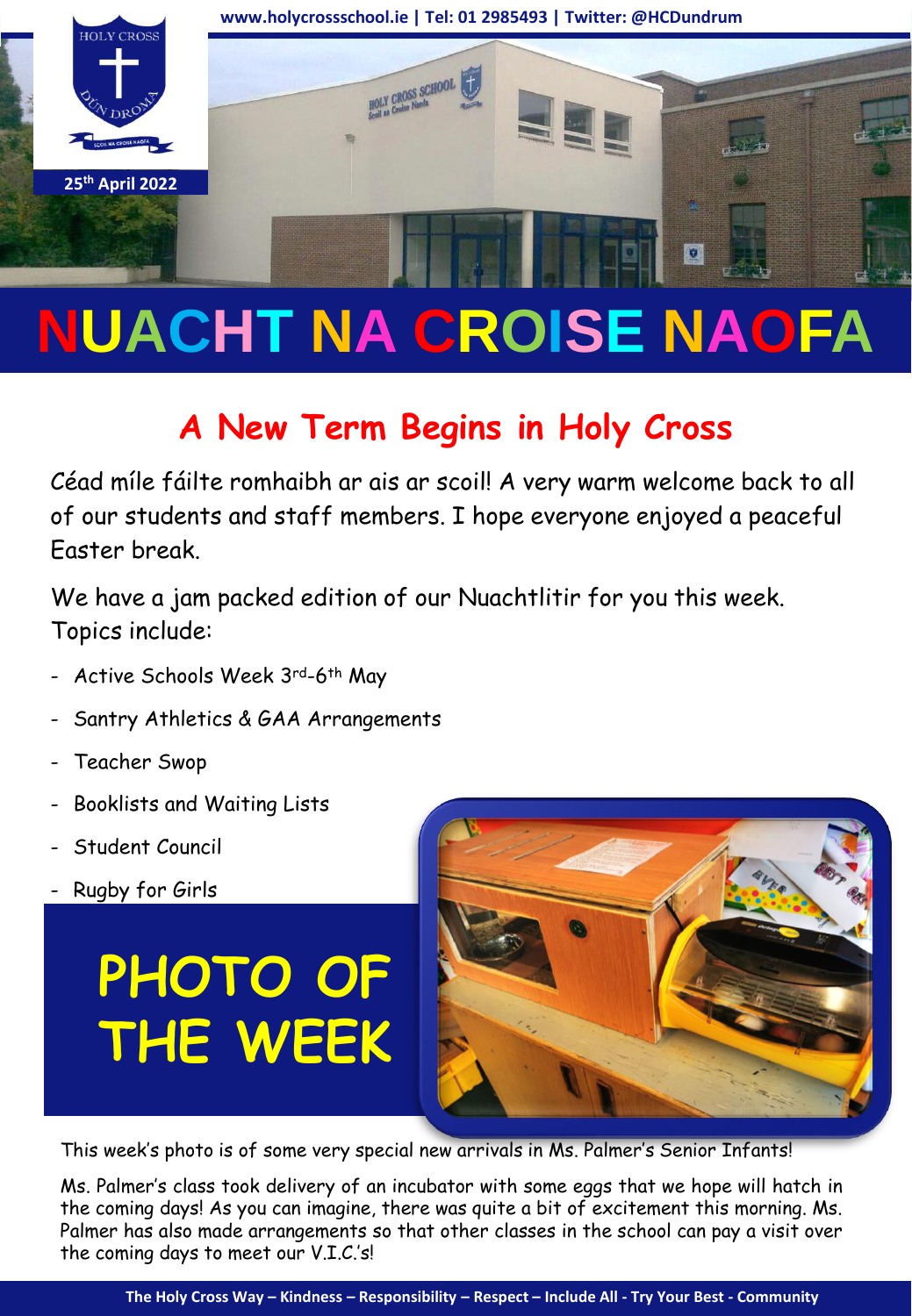www.holycrossschool.ie | Tel: 01 2985493 | Twitter: @HCDundrum

25th April 2022

# NUACHT NA CROISE NAOFA

## A New Term Begins in Holy Cross

Céad míle fáilte romhaibh ar ais ar scoil! A very warm welcome back to all of our students and staff members. I hope everyone enjoyed a peaceful Easter break.

We have a jam packed edition of our Nuachtlitir for you this week. Topics include:

- Active Schools Week 3rd-6th May
- Santry Athletics & GAA Arrangements
- Teacher Swop
- Booklists and Waiting Lists
- Student Council
- Rugby for Girls

## PHOTO OF THE WEEK

This week's photo is of some very special new arrivals in Ms. Palmer's Senior Infants!

Ms. Palmer's class took delivery of an incubator with some eggs that we hope will hatch in the coming days! As you can imagine, there was quite a bit of excitement this morning. Ms. Palmer has also made arrangements so that other classes in the school can pay a visit over the coming days to meet our V.I.C.'s!

**The Holy Cross Way – Kindness – Responsibility – Respect – Include All - Try Your Best - Community**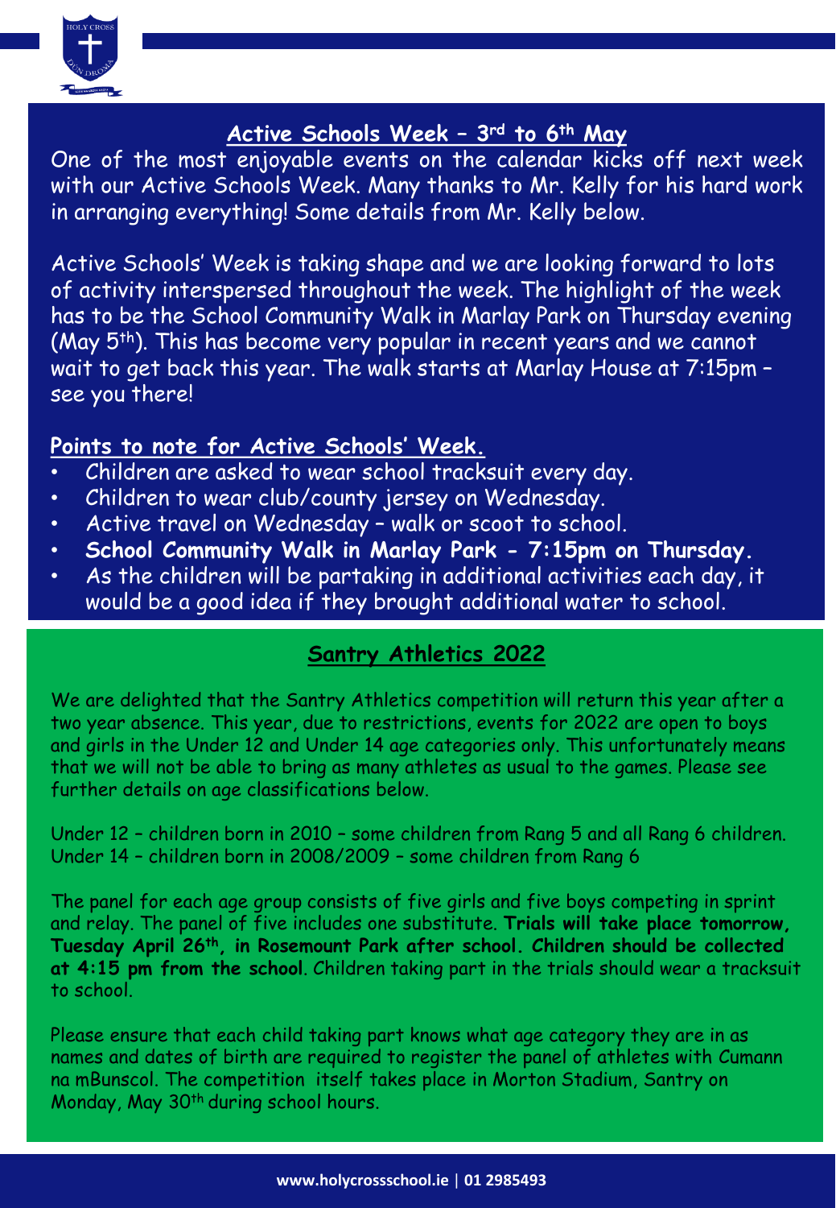## Active Schools Week – 3rd to 6th May

One of the most enjoyable events on the calendar kicks off next week with our Active Schools Week. Many thanks to Mr. Kelly for his hard work in arranging everything! Some details from Mr. Kelly below.

Active Schools' Week is taking shape and we are looking forward to lots of activity interspersed throughout the week. The highlight of the week has to be the School Community Walk in Marlay Park on Thursday evening (May 5th). This has become very popular in recent years and we cannot wait to get back this year. The walk starts at Marlay House at 7:15pm – see you there!

### Points to note for Active Schools' Week.

- Children are asked to wear school tracksuit every day.
- Children to wear club/county jersey on Wednesday.
- Active travel on Wednesday – walk or scoot to school.
- **School Community Walk in Marlay Park - 7:15pm on Thursday.**
- As the children will be partaking in additional activities each day, it would be a good idea if they brought additional water to school.

## Santry Athletics 2022

We are delighted that the Santry Athletics competition will return this year after a two year absence. This year, due to restrictions, events for 2022 are open to boys and girls in the Under 12 and Under 14 age categories only. This unfortunately means that we will not be able to bring as many athletes as usual to the games. Please see further details on age classifications below.

Under 12 – children born in 2010 – some children from Rang 5 and all Rang 6 children.
Under 14 – children born in 2008/2009 – some children from Rang 6

The panel for each age group consists of five girls and five boys competing in sprint and relay. The panel of five includes one substitute. **Trials will take place tomorrow, Tuesday April 26th, in Rosemount Park after school. Children should be collected at 4:15 pm from the school**. Children taking part in the trials should wear a tracksuit to school.

Please ensure that each child taking part knows what age category they are in as names and dates of birth are required to register the panel of athletes with Cumann na mBunscol. The competition itself takes place in Morton Stadium, Santry on Monday, May 30th during school hours.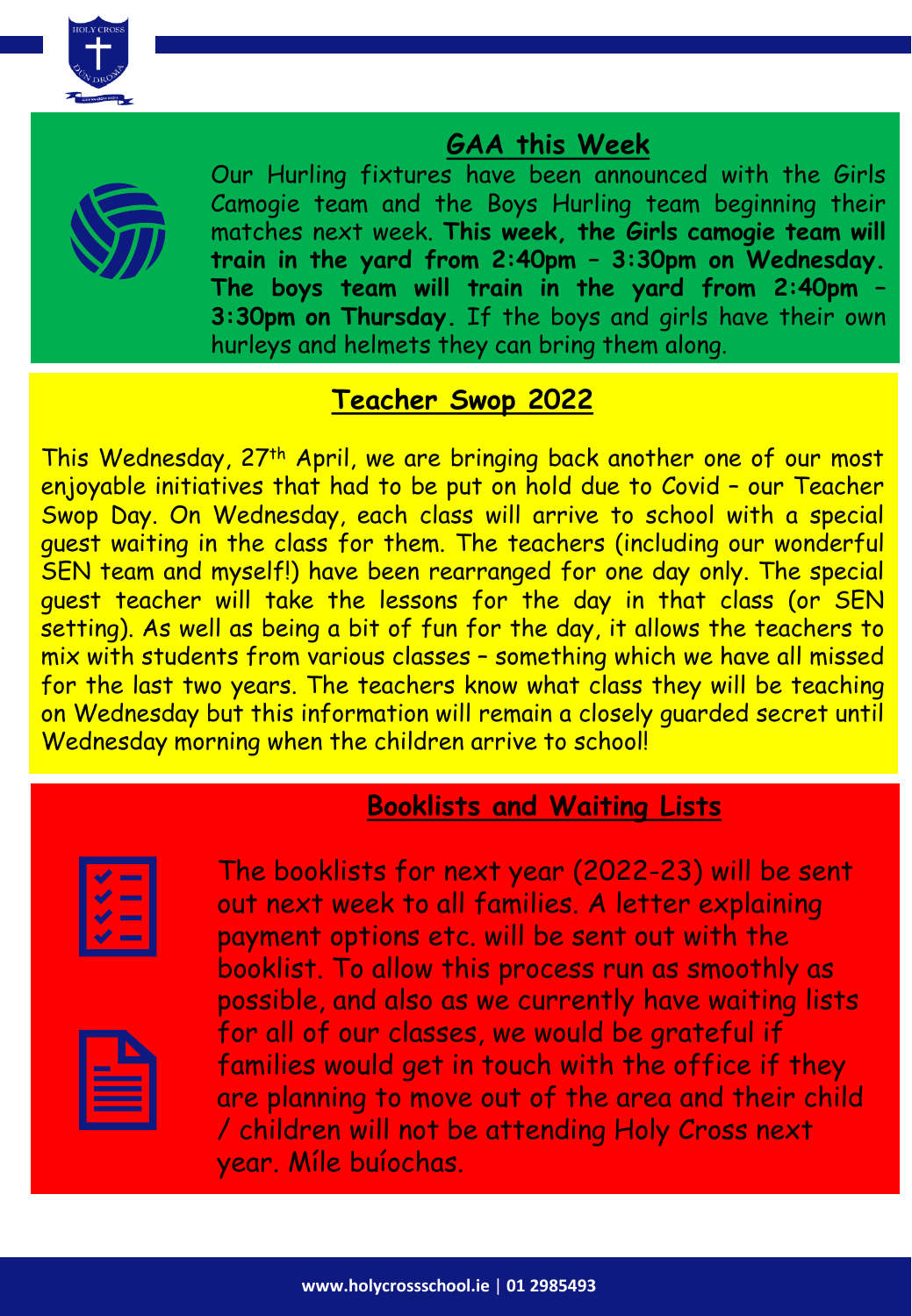## GAA this Week

Our Hurling fixtures have been announced with the Girls Camogie team and the Boys Hurling team beginning their matches next week. **This week, the Girls camogie team will train in the yard from 2:40pm – 3:30pm on Wednesday. The boys team will train in the yard from 2:40pm – 3:30pm on Thursday.** If the boys and girls have their own hurleys and helmets they can bring them along.

## Teacher Swop 2022

This Wednesday, 27th April, we are bringing back another one of our most enjoyable initiatives that had to be put on hold due to Covid – our Teacher Swop Day. On Wednesday, each class will arrive to school with a special guest waiting in the class for them. The teachers (including our wonderful SEN team and myself!) have been rearranged for one day only. The special guest teacher will take the lessons for the day in that class (or SEN setting). As well as being a bit of fun for the day, it allows the teachers to mix with students from various classes – something which we have all missed for the last two years. The teachers know what class they will be teaching on Wednesday but this information will remain a closely guarded secret until Wednesday morning when the children arrive to school!

## Booklists and Waiting Lists

The booklists for next year (2022-23) will be sent out next week to all families. A letter explaining payment options etc. will be sent out with the booklist. To allow this process run as smoothly as possible, and also as we currently have waiting lists for all of our classes, we would be grateful if families would get in touch with the office if they are planning to move out of the area and their child / children will not be attending Holy Cross next year. Míle buíochas.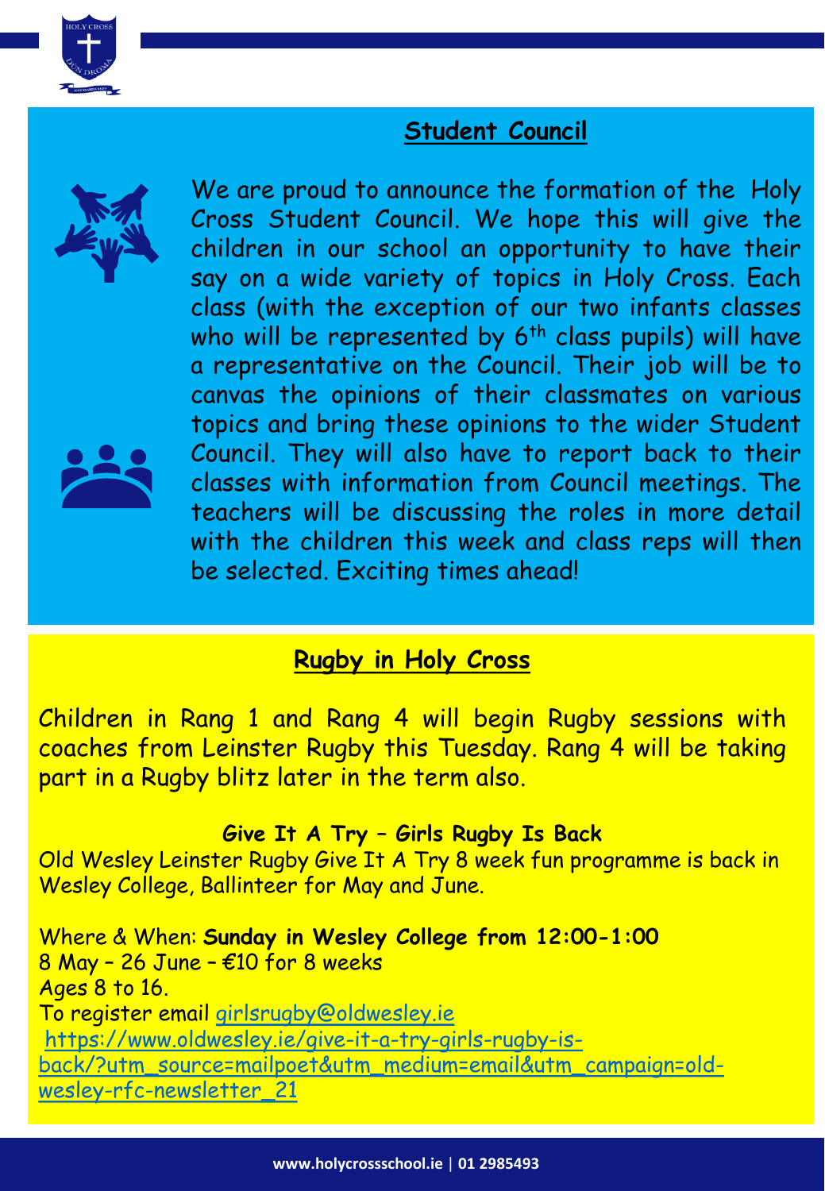## Student Council

We are proud to announce the formation of the Holy Cross Student Council. We hope this will give the children in our school an opportunity to have their say on a wide variety of topics in Holy Cross. Each class (with the exception of our two infants classes who will be represented by 6th class pupils) will have a representative on the Council. Their job will be to canvas the opinions of their classmates on various topics and bring these opinions to the wider Student Council. They will also have to report back to their classes with information from Council meetings. The teachers will be discussing the roles in more detail with the children this week and class reps will then be selected. Exciting times ahead!

## Rugby in Holy Cross

Children in Rang 1 and Rang 4 will begin Rugby sessions with coaches from Leinster Rugby this Tuesday. Rang 4 will be taking part in a Rugby blitz later in the term also.

**Give It A Try – Girls Rugby Is Back**

Old Wesley Leinster Rugby Give It A Try 8 week fun programme is back in Wesley College, Ballinteer for May and June.

Where & When: **Sunday in Wesley College from 12:00-1:00**
8 May – 26 June – €10 for 8 weeks
Ages 8 to 16.
To register email girlsrugby@oldwesley.ie
https://www.oldwesley.ie/give-it-a-try-girls-rugby-is-back/?utm_source=mailpoet&utm_medium=email&utm_campaign=old-wesley-rfc-newsletter_21